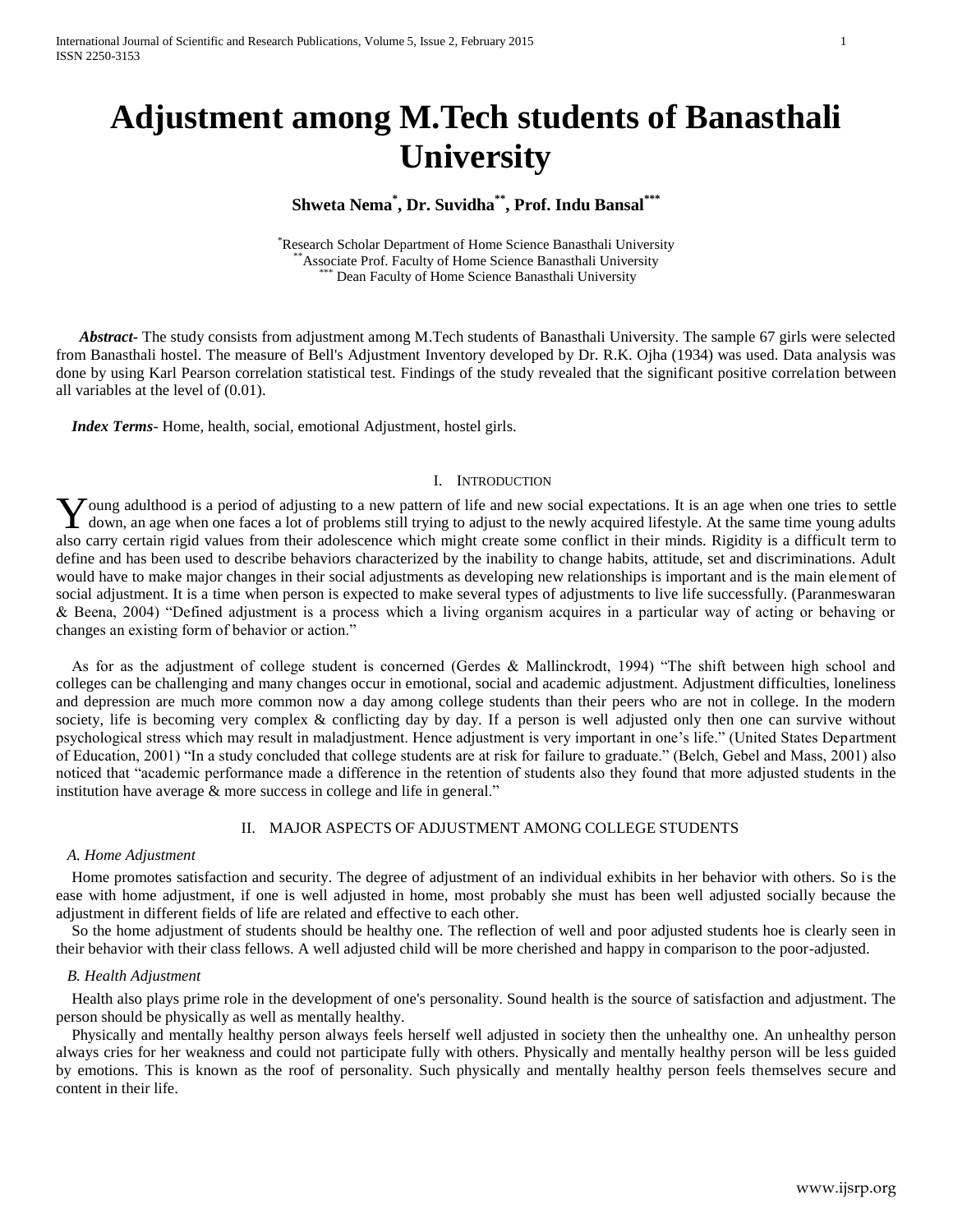# Adjustment among M.Tech students of Banasthali University

**Shweta Nema[*], Dr. Suvidha[**], Prof. Indu Bansal[***]**

[*]Research Scholar Department of Home Science Banasthali University
[**]Associate Prof. Faculty of Home Science Banasthali University
[***] Dean Faculty of Home Science Banasthali University

***Abstract***- The study consists from adjustment among M.Tech students of Banasthali University. The sample 67 girls were selected from Banasthali hostel. The measure of Bell's Adjustment Inventory developed by Dr. R.K. Ojha (1934) was used. Data analysis was done by using Karl Pearson correlation statistical test. Findings of the study revealed that the significant positive correlation between all variables at the level of (0.01).

***Index Terms***- Home, health, social, emotional Adjustment, hostel girls.

## I. Introduction

Young adulthood is a period of adjusting to a new pattern of life and new social expectations. It is an age when one tries to settle down, an age when one faces a lot of problems still trying to adjust to the newly acquired lifestyle. At the same time young adults also carry certain rigid values from their adolescence which might create some conflict in their minds. Rigidity is a difficult term to define and has been used to describe behaviors characterized by the inability to change habits, attitude, set and discriminations. Adult would have to make major changes in their social adjustments as developing new relationships is important and is the main element of social adjustment. It is a time when person is expected to make several types of adjustments to live life successfully. (Paranmeswaran & Beena, 2004) "Defined adjustment is a process which a living organism acquires in a particular way of acting or behaving or changes an existing form of behavior or action."

As for as the adjustment of college student is concerned (Gerdes & Mallinckrodt, 1994) "The shift between high school and colleges can be challenging and many changes occur in emotional, social and academic adjustment. Adjustment difficulties, loneliness and depression are much more common now a day among college students than their peers who are not in college. In the modern society, life is becoming very complex & conflicting day by day. If a person is well adjusted only then one can survive without psychological stress which may result in maladjustment. Hence adjustment is very important in one's life." (United States Department of Education, 2001) "In a study concluded that college students are at risk for failure to graduate." (Belch, Gebel and Mass, 2001) also noticed that "academic performance made a difference in the retention of students also they found that more adjusted students in the institution have average & more success in college and life in general."

## II. Major Aspects of Adjustment among College Students

### A. Home Adjustment

Home promotes satisfaction and security. The degree of adjustment of an individual exhibits in her behavior with others. So is the ease with home adjustment, if one is well adjusted in home, most probably she must has been well adjusted socially because the adjustment in different fields of life are related and effective to each other.

So the home adjustment of students should be healthy one. The reflection of well and poor adjusted students hoe is clearly seen in their behavior with their class fellows. A well adjusted child will be more cherished and happy in comparison to the poor-adjusted.

### B. Health Adjustment

Health also plays prime role in the development of one's personality. Sound health is the source of satisfaction and adjustment. The person should be physically as well as mentally healthy.

Physically and mentally healthy person always feels herself well adjusted in society then the unhealthy one. An unhealthy person always cries for her weakness and could not participate fully with others. Physically and mentally healthy person will be less guided by emotions. This is known as the roof of personality. Such physically and mentally healthy person feels themselves secure and content in their life.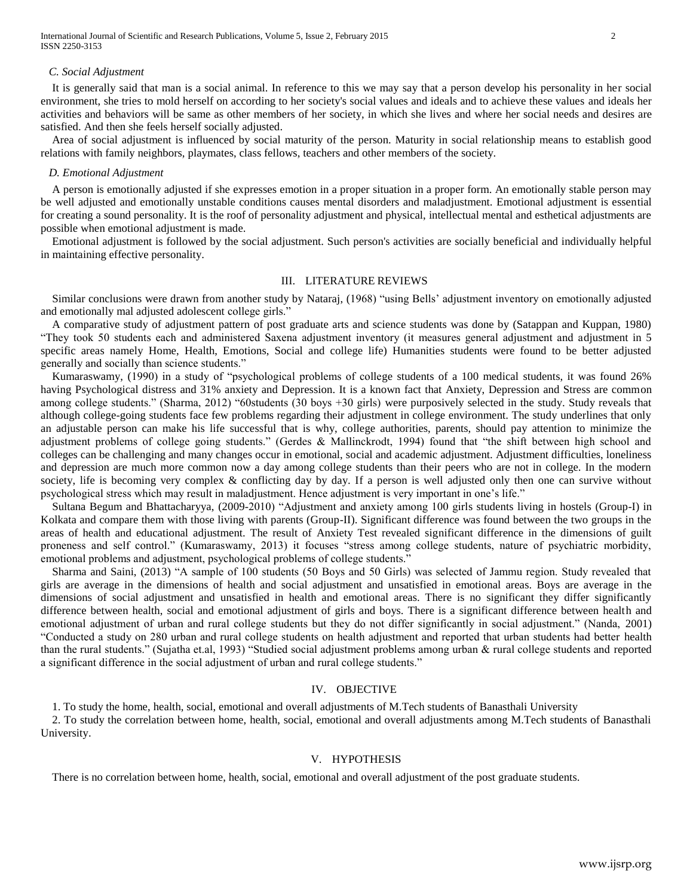### *C. Social Adjustment*

It is generally said that man is a social animal. In reference to this we may say that a person develop his personality in her social environment, she tries to mold herself on according to her society's social values and ideals and to achieve these values and ideals her activities and behaviors will be same as other members of her society, in which she lives and where her social needs and desires are satisfied. And then she feels herself socially adjusted.

Area of social adjustment is influenced by social maturity of the person. Maturity in social relationship means to establish good relations with family neighbors, playmates, class fellows, teachers and other members of the society.

### *D. Emotional Adjustment*

A person is emotionally adjusted if she expresses emotion in a proper situation in a proper form. An emotionally stable person may be well adjusted and emotionally unstable conditions causes mental disorders and maladjustment. Emotional adjustment is essential for creating a sound personality. It is the roof of personality adjustment and physical, intellectual mental and esthetical adjustments are possible when emotional adjustment is made.

Emotional adjustment is followed by the social adjustment. Such person's activities are socially beneficial and individually helpful in maintaining effective personality.

## III. LITERATURE REVIEWS

Similar conclusions were drawn from another study by Nataraj, (1968) "using Bells' adjustment inventory on emotionally adjusted and emotionally mal adjusted adolescent college girls."

A comparative study of adjustment pattern of post graduate arts and science students was done by (Satappan and Kuppan, 1980) "They took 50 students each and administered Saxena adjustment inventory (it measures general adjustment and adjustment in 5 specific areas namely Home, Health, Emotions, Social and college life) Humanities students were found to be better adjusted generally and socially than science students."

Kumaraswamy, (1990) in a study of "psychological problems of college students of a 100 medical students, it was found 26% having Psychological distress and 31% anxiety and Depression. It is a known fact that Anxiety, Depression and Stress are common among college students." (Sharma, 2012) "60students (30 boys +30 girls) were purposively selected in the study. Study reveals that although college-going students face few problems regarding their adjustment in college environment. The study underlines that only an adjustable person can make his life successful that is why, college authorities, parents, should pay attention to minimize the adjustment problems of college going students." (Gerdes & Mallinckrodt, 1994) found that "the shift between high school and colleges can be challenging and many changes occur in emotional, social and academic adjustment. Adjustment difficulties, loneliness and depression are much more common now a day among college students than their peers who are not in college. In the modern society, life is becoming very complex & conflicting day by day. If a person is well adjusted only then one can survive without psychological stress which may result in maladjustment. Hence adjustment is very important in one's life."

Sultana Begum and Bhattacharyya, (2009-2010) "Adjustment and anxiety among 100 girls students living in hostels (Group-I) in Kolkata and compare them with those living with parents (Group-II). Significant difference was found between the two groups in the areas of health and educational adjustment. The result of Anxiety Test revealed significant difference in the dimensions of guilt proneness and self control." (Kumaraswamy, 2013) it focuses "stress among college students, nature of psychiatric morbidity, emotional problems and adjustment, psychological problems of college students."

Sharma and Saini, (2013) "A sample of 100 students (50 Boys and 50 Girls) was selected of Jammu region. Study revealed that girls are average in the dimensions of health and social adjustment and unsatisfied in emotional areas. Boys are average in the dimensions of social adjustment and unsatisfied in health and emotional areas. There is no significant they differ significantly difference between health, social and emotional adjustment of girls and boys. There is a significant difference between health and emotional adjustment of urban and rural college students but they do not differ significantly in social adjustment." (Nanda, 2001) "Conducted a study on 280 urban and rural college students on health adjustment and reported that urban students had better health than the rural students." (Sujatha et.al, 1993) "Studied social adjustment problems among urban & rural college students and reported a significant difference in the social adjustment of urban and rural college students."

## IV. OBJECTIVE

1. To study the home, health, social, emotional and overall adjustments of M.Tech students of Banasthali University
2. To study the correlation between home, health, social, emotional and overall adjustments among M.Tech students of Banasthali University.

## V. HYPOTHESIS

There is no correlation between home, health, social, emotional and overall adjustment of the post graduate students.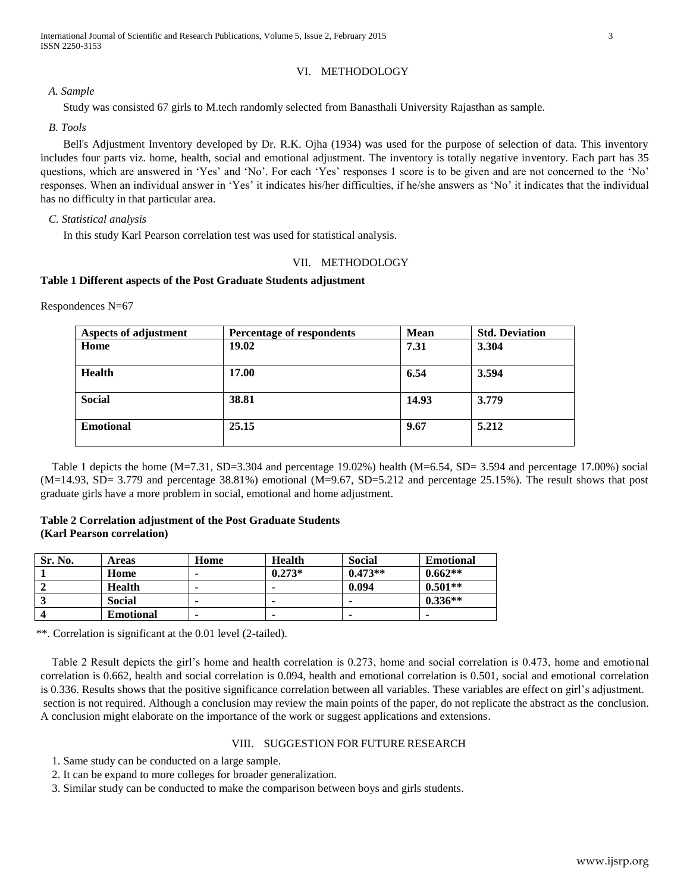## VI. METHODOLOGY

### *A. Sample*

Study was consisted 67 girls to M.tech randomly selected from Banasthali University Rajasthan as sample.

### *B. Tools*

Bell's Adjustment Inventory developed by Dr. R.K. Ojha (1934) was used for the purpose of selection of data. This inventory includes four parts viz. home, health, social and emotional adjustment. The inventory is totally negative inventory. Each part has 35 questions, which are answered in 'Yes' and 'No'. For each 'Yes' responses 1 score is to be given and are not concerned to the 'No' responses. When an individual answer in 'Yes' it indicates his/her difficulties, if he/she answers as 'No' it indicates that the individual has no difficulty in that particular area.

### *C. Statistical analysis*

In this study Karl Pearson correlation test was used for statistical analysis.

## VII. METHODOLOGY

**Table 1 Different aspects of the Post Graduate Students adjustment**

Respondences N=67

| Aspects of adjustment | Percentage of respondents | Mean | Std. Deviation |
|---|---|---|---|
| **Home** | **19.02** | **7.31** | **3.304** |
| **Health** | **17.00** | **6.54** | **3.594** |
| **Social** | **38.81** | **14.93** | **3.779** |
| **Emotional** | **25.15** | **9.67** | **5.212** |

Table 1 depicts the home (M=7.31, SD=3.304 and percentage 19.02%) health (M=6.54, SD= 3.594 and percentage 17.00%) social (M=14.93, SD= 3.779 and percentage 38.81%) emotional (M=9.67, SD=5.212 and percentage 25.15%). The result shows that post graduate girls have a more problem in social, emotional and home adjustment.

**Table 2 Correlation adjustment of the Post Graduate Students (Karl Pearson correlation)**

| Sr. No. | Areas | Home | Health | Social | Emotional |
|---|---|---|---|---|---|
| 1 | Home | - | 0.273* | 0.473** | 0.662** |
| 2 | Health | - | - | 0.094 | 0.501** |
| 3 | Social | - | - | - | 0.336** |
| 4 | Emotional | - | - | - | - |

**. Correlation is significant at the 0.01 level (2-tailed).

Table 2 Result depicts the girl's home and health correlation is 0.273, home and social correlation is 0.473, home and emotional correlation is 0.662, health and social correlation is 0.094, health and emotional correlation is 0.501, social and emotional correlation is 0.336. Results shows that the positive significance correlation between all variables. These variables are effect on girl's adjustment. section is not required. Although a conclusion may review the main points of the paper, do not replicate the abstract as the conclusion. A conclusion might elaborate on the importance of the work or suggest applications and extensions.

## VIII. SUGGESTION FOR FUTURE RESEARCH

1. Same study can be conducted on a large sample.
2. It can be expand to more colleges for broader generalization.
3. Similar study can be conducted to make the comparison between boys and girls students.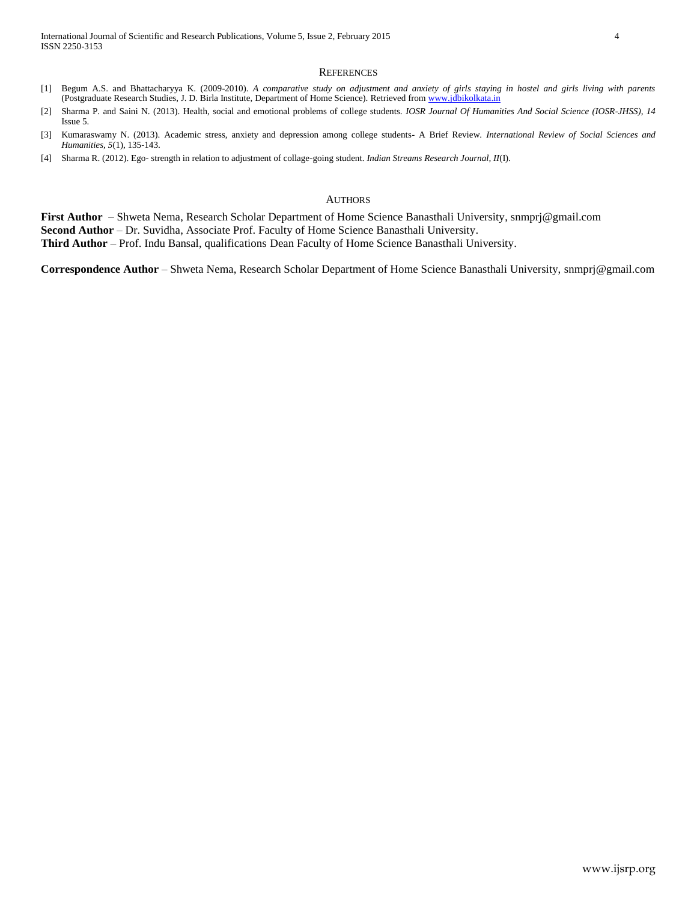## REFERENCES

[1] Begum A.S. and Bhattacharyya K. (2009-2010). *A comparative study on adjustment and anxiety of girls staying in hostel and girls living with parents* (Postgraduate Research Studies, J. D. Birla Institute, Department of Home Science). Retrieved from www.jdbikolkata.in

[2] Sharma P. and Saini N. (2013). Health, social and emotional problems of college students. *IOSR Journal Of Humanities And Social Science (IOSR-JHSS), 14* Issue 5.

[3] Kumaraswamy N. (2013). Academic stress, anxiety and depression among college students- A Brief Review. *International Review of Social Sciences and Humanities, 5*(1), 135-143.

[4] Sharma R. (2012). Ego- strength in relation to adjustment of collage-going student. *Indian Streams Research Journal, II*(I).

## AUTHORS

**First Author** – Shweta Nema, Research Scholar Department of Home Science Banasthali University, snmprj@gmail.com
**Second Author** – Dr. Suvidha, Associate Prof. Faculty of Home Science Banasthali University.
**Third Author** – Prof. Indu Bansal, qualifications Dean Faculty of Home Science Banasthali University.

**Correspondence Author** – Shweta Nema, Research Scholar Department of Home Science Banasthali University, snmprj@gmail.com